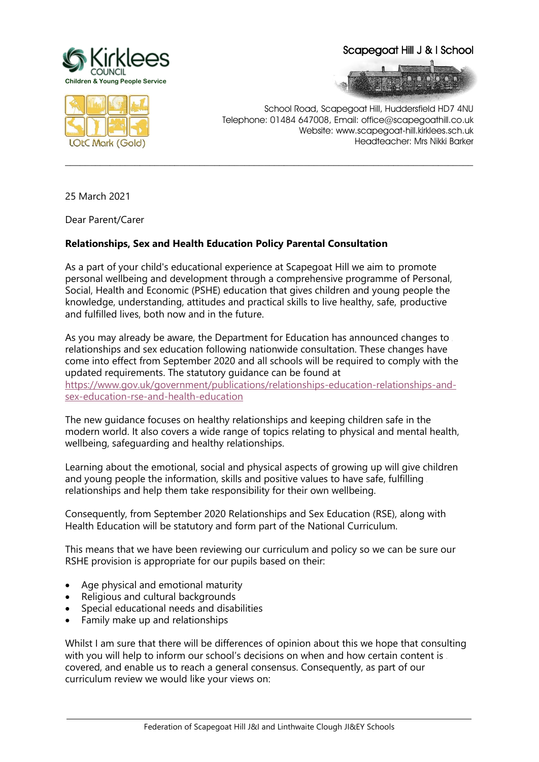Kirklees COUNCIL
Children & Young People Service

LOtC Mark (Gold)

Scapegoat Hill J & I School

School Road, Scapegoat Hill, Huddersfield HD7 4NU
Telephone: 01484 647008, Email: office@scapegoathill.co.uk
Website: www.scapegoat-hill.kirklees.sch.uk
Headteacher: Mrs Nikki Barker

---

25 March 2021

Dear Parent/Carer

**Relationships, Sex and Health Education Policy Parental Consultation**

As a part of your child's educational experience at Scapegoat Hill we aim to promote personal wellbeing and development through a comprehensive programme of Personal, Social, Health and Economic (PSHE) education that gives children and young people the knowledge, understanding, attitudes and practical skills to live healthy, safe, productive and fulfilled lives, both now and in the future.

As you may already be aware, the Department for Education has announced changes to relationships and sex education following nationwide consultation. These changes have come into effect from September 2020 and all schools will be required to comply with the updated requirements. The statutory guidance can be found at https://www.gov.uk/government/publications/relationships-education-relationships-and-sex-education-rse-and-health-education

The new guidance focuses on healthy relationships and keeping children safe in the modern world. It also covers a wide range of topics relating to physical and mental health, wellbeing, safeguarding and healthy relationships.

Learning about the emotional, social and physical aspects of growing up will give children and young people the information, skills and positive values to have safe, fulfilling relationships and help them take responsibility for their own wellbeing.

Consequently, from September 2020 Relationships and Sex Education (RSE), along with Health Education will be statutory and form part of the National Curriculum.

This means that we have been reviewing our curriculum and policy so we can be sure our RSHE provision is appropriate for our pupils based on their:

- Age physical and emotional maturity
- Religious and cultural backgrounds
- Special educational needs and disabilities
- Family make up and relationships

Whilst I am sure that there will be differences of opinion about this we hope that consulting with you will help to inform our school's decisions on when and how certain content is covered, and enable us to reach a general consensus. Consequently, as part of our curriculum review we would like your views on: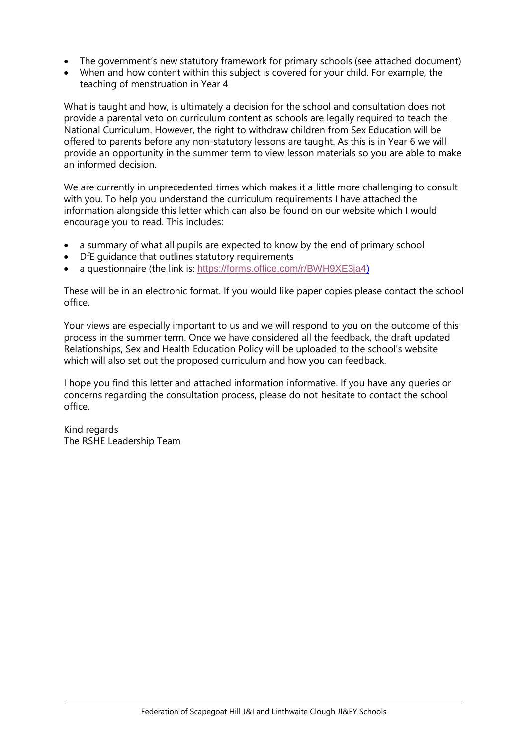- The government's new statutory framework for primary schools (see attached document)
- When and how content within this subject is covered for your child. For example, the teaching of menstruation in Year 4

What is taught and how, is ultimately a decision for the school and consultation does not provide a parental veto on curriculum content as schools are legally required to teach the National Curriculum. However, the right to withdraw children from Sex Education will be offered to parents before any non-statutory lessons are taught. As this is in Year 6 we will provide an opportunity in the summer term to view lesson materials so you are able to make an informed decision.

We are currently in unprecedented times which makes it a little more challenging to consult with you. To help you understand the curriculum requirements I have attached the information alongside this letter which can also be found on our website which I would encourage you to read. This includes:

- a summary of what all pupils are expected to know by the end of primary school
- DfE guidance that outlines statutory requirements
- a questionnaire (the link is: https://forms.office.com/r/BWH9XE3ja4)

These will be in an electronic format. If you would like paper copies please contact the school office.

Your views are especially important to us and we will respond to you on the outcome of this process in the summer term. Once we have considered all the feedback, the draft updated Relationships, Sex and Health Education Policy will be uploaded to the school's website which will also set out the proposed curriculum and how you can feedback.

I hope you find this letter and attached information informative. If you have any queries or concerns regarding the consultation process, please do not hesitate to contact the school office.

Kind regards
The RSHE Leadership Team